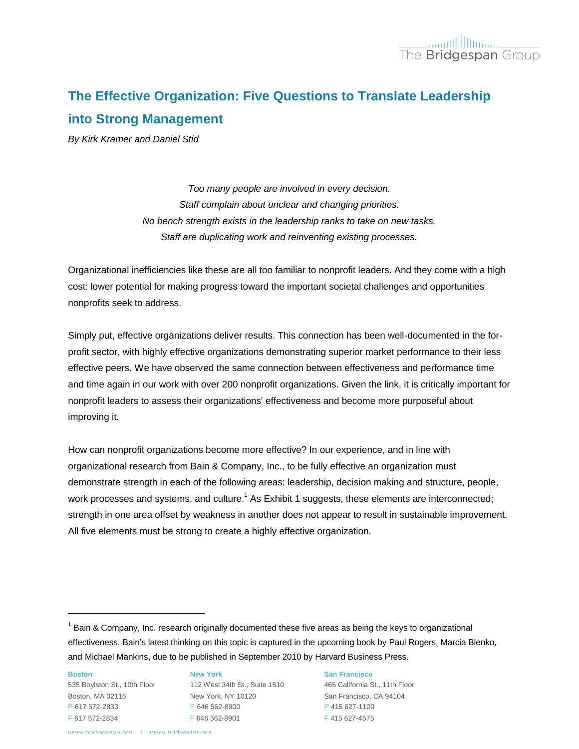# The Effective Organization: Five Questions to Translate Leadership into Strong Management

*By Kirk Kramer and Daniel Stid*

*Too many people are involved in every decision.*
*Staff complain about unclear and changing priorities.*
*No bench strength exists in the leadership ranks to take on new tasks.*
*Staff are duplicating work and reinventing existing processes.*

Organizational inefficiencies like these are all too familiar to nonprofit leaders. And they come with a high cost: lower potential for making progress toward the important societal challenges and opportunities nonprofits seek to address.

Simply put, effective organizations deliver results. This connection has been well-documented in the for-profit sector, with highly effective organizations demonstrating superior market performance to their less effective peers. We have observed the same connection between effectiveness and performance time and time again in our work with over 200 nonprofit organizations. Given the link, it is critically important for nonprofit leaders to assess their organizations' effectiveness and become more purposeful about improving it.

How can nonprofit organizations become more effective? In our experience, and in line with organizational research from Bain & Company, Inc., to be fully effective an organization must demonstrate strength in each of the following areas: leadership, decision making and structure, people, work processes and systems, and culture.[1] As Exhibit 1 suggests, these elements are interconnected; strength in one area offset by weakness in another does not appear to result in sustainable improvement. All five elements must be strong to create a highly effective organization.

---

[1] Bain & Company, Inc. research originally documented these five areas as being the keys to organizational effectiveness. Bain's latest thinking on this topic is captured in the upcoming book by Paul Rogers, Marcia Blenko, and Michael Mankins, due to be published in September 2010 by Harvard Business Press.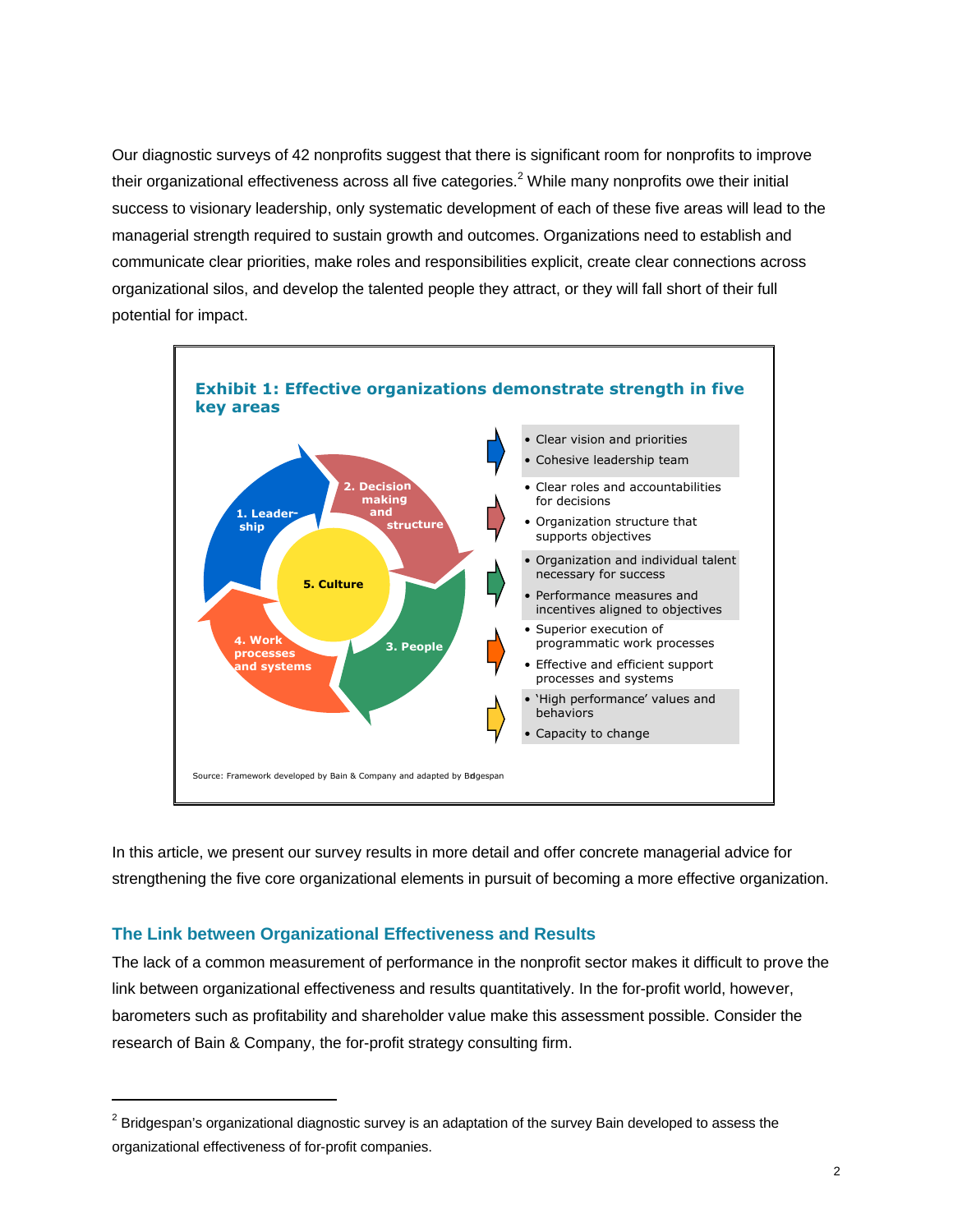Our diagnostic surveys of 42 nonprofits suggest that there is significant room for nonprofits to improve their organizational effectiveness across all five categories.[2] While many nonprofits owe their initial success to visionary leadership, only systematic development of each of these five areas will lead to the managerial strength required to sustain growth and outcomes. Organizations need to establish and communicate clear priorities, make roles and responsibilities explicit, create clear connections across organizational silos, and develop the talented people they attract, or they will fall short of their full potential for impact.

**Exhibit 1: Effective organizations demonstrate strength in five key areas**

| Area | Characteristics |
| --- | --- |
| 1. Leadership | • Clear vision and priorities<br>• Cohesive leadership team |
| 2. Decision making and structure | • Clear roles and accountabilities for decisions<br>• Organization structure that supports objectives |
| 3. People | • Organization and individual talent necessary for success<br>• Performance measures and incentives aligned to objectives |
| 4. Work processes and systems | • Superior execution of programmatic work processes<br>• Effective and efficient support processes and systems |
| 5. Culture | • 'High performance' values and behaviors<br>• Capacity to change |

Source: Framework developed by Bain & Company and adapted by Bridgespan

In this article, we present our survey results in more detail and offer concrete managerial advice for strengthening the five core organizational elements in pursuit of becoming a more effective organization.

## The Link between Organizational Effectiveness and Results

The lack of a common measurement of performance in the nonprofit sector makes it difficult to prove the link between organizational effectiveness and results quantitatively. In the for-profit world, however, barometers such as profitability and shareholder value make this assessment possible. Consider the research of Bain & Company, the for-profit strategy consulting firm.

---

[2] Bridgespan's organizational diagnostic survey is an adaptation of the survey Bain developed to assess the organizational effectiveness of for-profit companies.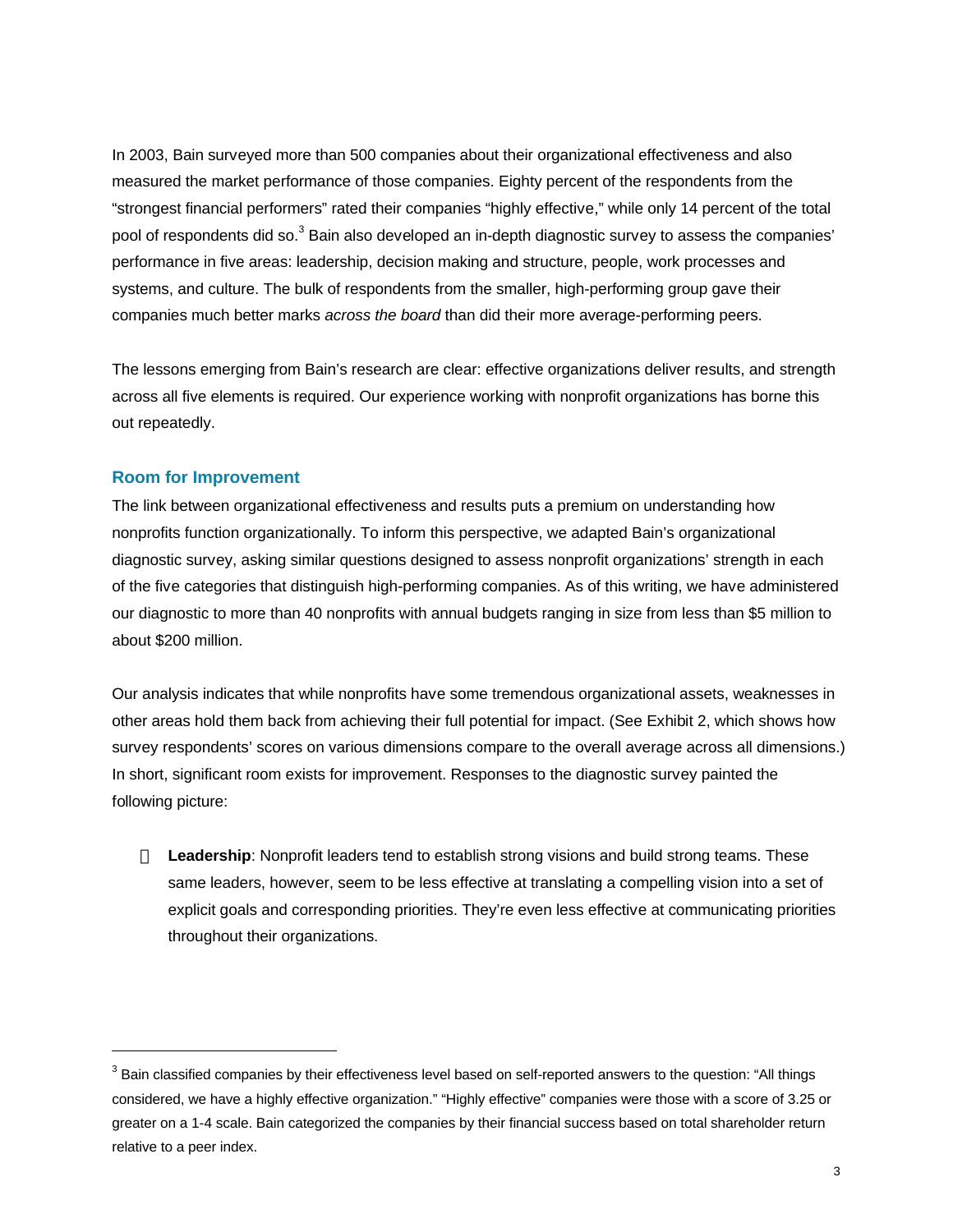In 2003, Bain surveyed more than 500 companies about their organizational effectiveness and also measured the market performance of those companies. Eighty percent of the respondents from the "strongest financial performers" rated their companies "highly effective," while only 14 percent of the total pool of respondents did so.[3] Bain also developed an in-depth diagnostic survey to assess the companies' performance in five areas: leadership, decision making and structure, people, work processes and systems, and culture. The bulk of respondents from the smaller, high-performing group gave their companies much better marks *across the board* than did their more average-performing peers.

The lessons emerging from Bain's research are clear: effective organizations deliver results, and strength across all five elements is required. Our experience working with nonprofit organizations has borne this out repeatedly.

## Room for Improvement

The link between organizational effectiveness and results puts a premium on understanding how nonprofits function organizationally. To inform this perspective, we adapted Bain's organizational diagnostic survey, asking similar questions designed to assess nonprofit organizations' strength in each of the five categories that distinguish high-performing companies. As of this writing, we have administered our diagnostic to more than 40 nonprofits with annual budgets ranging in size from less than $5 million to about $200 million.

Our analysis indicates that while nonprofits have some tremendous organizational assets, weaknesses in other areas hold them back from achieving their full potential for impact. (See Exhibit 2, which shows how survey respondents' scores on various dimensions compare to the overall average across all dimensions.) In short, significant room exists for improvement. Responses to the diagnostic survey painted the following picture:

- **Leadership**: Nonprofit leaders tend to establish strong visions and build strong teams. These same leaders, however, seem to be less effective at translating a compelling vision into a set of explicit goals and corresponding priorities. They're even less effective at communicating priorities throughout their organizations.

---

[3] Bain classified companies by their effectiveness level based on self-reported answers to the question: "All things considered, we have a highly effective organization." "Highly effective" companies were those with a score of 3.25 or greater on a 1-4 scale. Bain categorized the companies by their financial success based on total shareholder return relative to a peer index.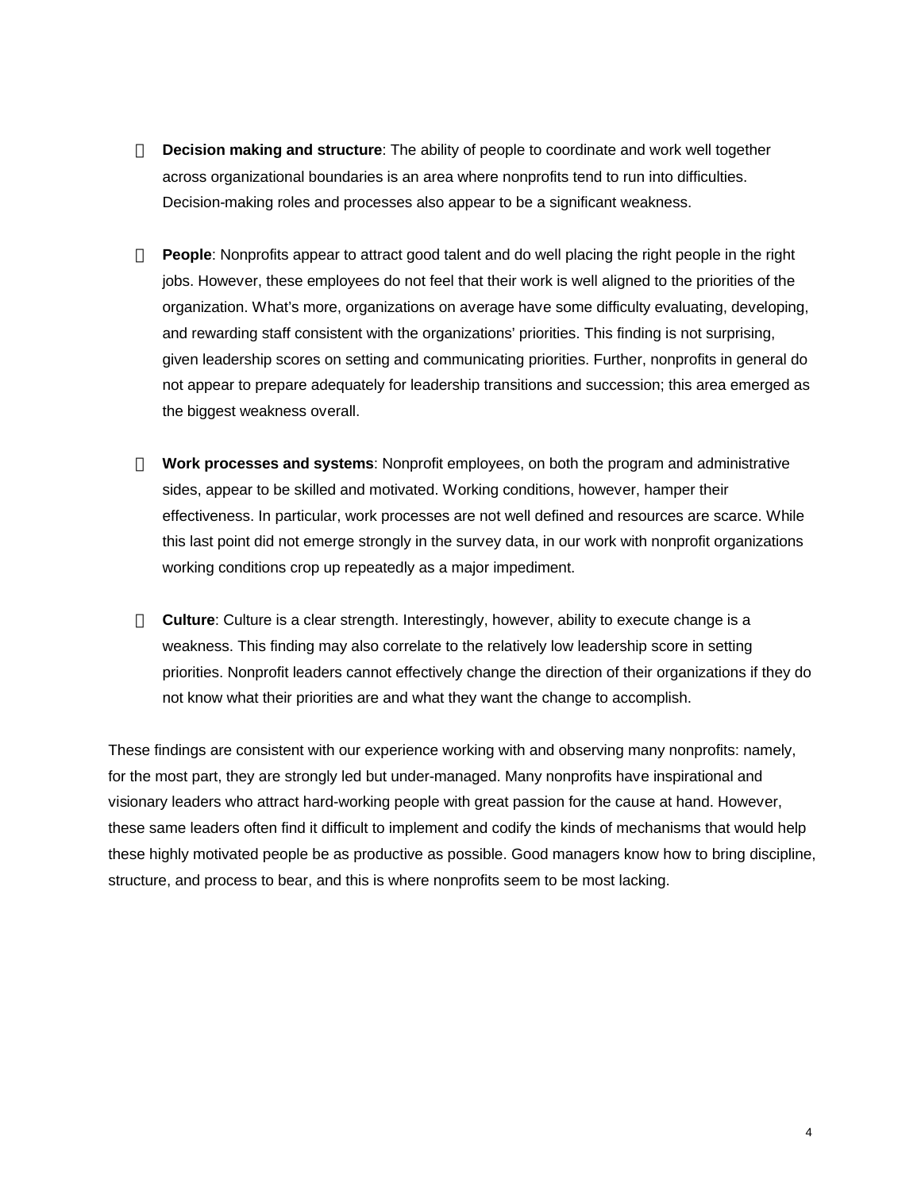- **Decision making and structure**: The ability of people to coordinate and work well together across organizational boundaries is an area where nonprofits tend to run into difficulties. Decision-making roles and processes also appear to be a significant weakness.

- **People**: Nonprofits appear to attract good talent and do well placing the right people in the right jobs. However, these employees do not feel that their work is well aligned to the priorities of the organization. What's more, organizations on average have some difficulty evaluating, developing, and rewarding staff consistent with the organizations' priorities. This finding is not surprising, given leadership scores on setting and communicating priorities. Further, nonprofits in general do not appear to prepare adequately for leadership transitions and succession; this area emerged as the biggest weakness overall.

- **Work processes and systems**: Nonprofit employees, on both the program and administrative sides, appear to be skilled and motivated. Working conditions, however, hamper their effectiveness. In particular, work processes are not well defined and resources are scarce. While this last point did not emerge strongly in the survey data, in our work with nonprofit organizations working conditions crop up repeatedly as a major impediment.

- **Culture**: Culture is a clear strength. Interestingly, however, ability to execute change is a weakness. This finding may also correlate to the relatively low leadership score in setting priorities. Nonprofit leaders cannot effectively change the direction of their organizations if they do not know what their priorities are and what they want the change to accomplish.

These findings are consistent with our experience working with and observing many nonprofits: namely, for the most part, they are strongly led but under-managed. Many nonprofits have inspirational and visionary leaders who attract hard-working people with great passion for the cause at hand. However, these same leaders often find it difficult to implement and codify the kinds of mechanisms that would help these highly motivated people be as productive as possible. Good managers know how to bring discipline, structure, and process to bear, and this is where nonprofits seem to be most lacking.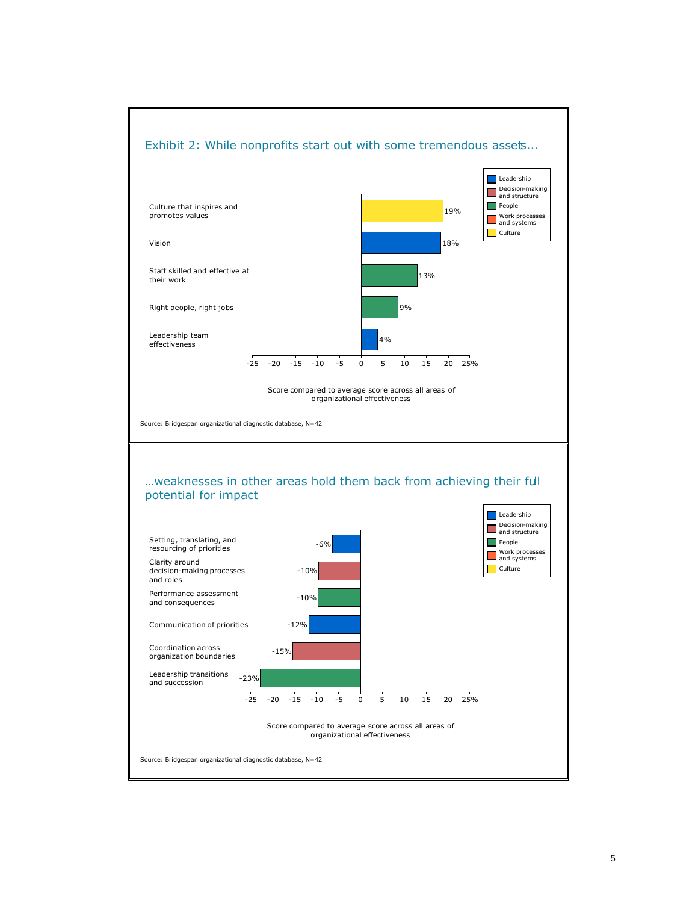## Exhibit 2: While nonprofits start out with some tremendous assets...

| Area | Category | Score compared to average score across all areas of organizational effectiveness |
|---|---|---|
| Culture that inspires and promotes values | Culture | 19% |
| Vision | Leadership | 18% |
| Staff skilled and effective at their work | People | 13% |
| Right people, right jobs | People | 9% |
| Leadership team effectiveness | Leadership | 4% |

Legend: Leadership; Decision-making and structure; People; Work processes and systems; Culture

Score compared to average score across all areas of organizational effectiveness

Source: Bridgespan organizational diagnostic database, N=42

## ...weaknesses in other areas hold them back from achieving their full potential for impact

| Area | Category | Score compared to average score across all areas of organizational effectiveness |
|---|---|---|
| Setting, translating, and resourcing of priorities | Leadership | -6% |
| Clarity around decision-making processes and roles | Decision-making and structure | -10% |
| Performance assessment and consequences | People | -10% |
| Communication of priorities | Leadership | -12% |
| Coordination across organization boundaries | Decision-making and structure | -15% |
| Leadership transitions and succession | People | -23% |

Legend: Leadership; Decision-making and structure; People; Work processes and systems; Culture

Score compared to average score across all areas of organizational effectiveness

Source: Bridgespan organizational diagnostic database, N=42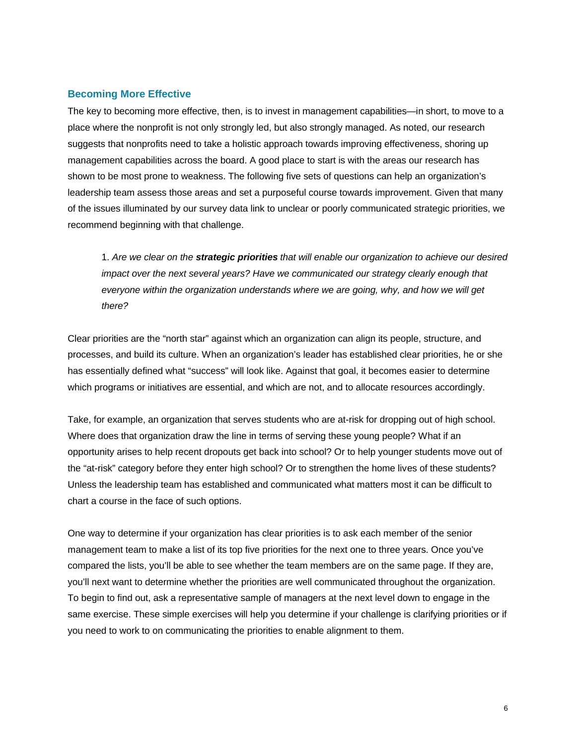## Becoming More Effective

The key to becoming more effective, then, is to invest in management capabilities—in short, to move to a place where the nonprofit is not only strongly led, but also strongly managed. As noted, our research suggests that nonprofits need to take a holistic approach towards improving effectiveness, shoring up management capabilities across the board. A good place to start is with the areas our research has shown to be most prone to weakness. The following five sets of questions can help an organization's leadership team assess those areas and set a purposeful course towards improvement. Given that many of the issues illuminated by our survey data link to unclear or poorly communicated strategic priorities, we recommend beginning with that challenge.

> 1. *Are we clear on the* ***strategic priorities*** *that will enable our organization to achieve our desired impact over the next several years? Have we communicated our strategy clearly enough that everyone within the organization understands where we are going, why, and how we will get there?*

Clear priorities are the "north star" against which an organization can align its people, structure, and processes, and build its culture. When an organization's leader has established clear priorities, he or she has essentially defined what "success" will look like. Against that goal, it becomes easier to determine which programs or initiatives are essential, and which are not, and to allocate resources accordingly.

Take, for example, an organization that serves students who are at-risk for dropping out of high school. Where does that organization draw the line in terms of serving these young people? What if an opportunity arises to help recent dropouts get back into school? Or to help younger students move out of the "at-risk" category before they enter high school? Or to strengthen the home lives of these students? Unless the leadership team has established and communicated what matters most it can be difficult to chart a course in the face of such options.

One way to determine if your organization has clear priorities is to ask each member of the senior management team to make a list of its top five priorities for the next one to three years. Once you've compared the lists, you'll be able to see whether the team members are on the same page. If they are, you'll next want to determine whether the priorities are well communicated throughout the organization. To begin to find out, ask a representative sample of managers at the next level down to engage in the same exercise. These simple exercises will help you determine if your challenge is clarifying priorities or if you need to work to on communicating the priorities to enable alignment to them.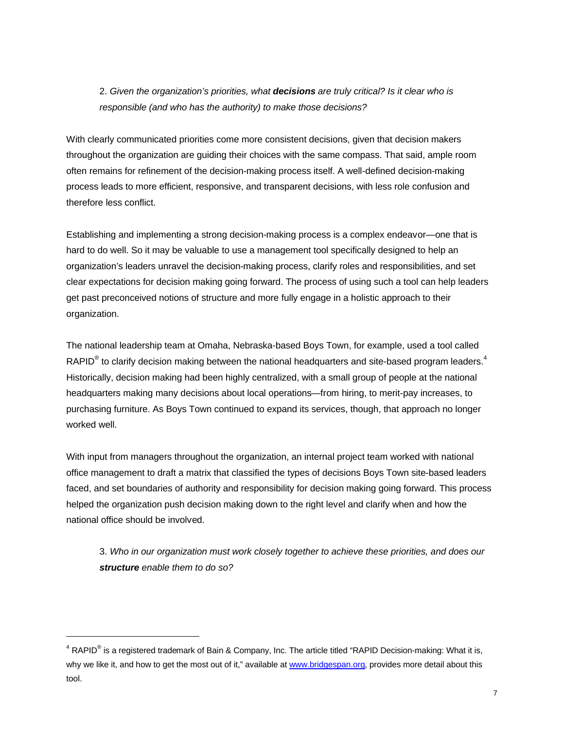2. *Given the organization's priorities, what **decisions** are truly critical? Is it clear who is responsible (and who has the authority) to make those decisions?*

With clearly communicated priorities come more consistent decisions, given that decision makers throughout the organization are guiding their choices with the same compass. That said, ample room often remains for refinement of the decision-making process itself. A well-defined decision-making process leads to more efficient, responsive, and transparent decisions, with less role confusion and therefore less conflict.

Establishing and implementing a strong decision-making process is a complex endeavor—one that is hard to do well. So it may be valuable to use a management tool specifically designed to help an organization's leaders unravel the decision-making process, clarify roles and responsibilities, and set clear expectations for decision making going forward. The process of using such a tool can help leaders get past preconceived notions of structure and more fully engage in a holistic approach to their organization.

The national leadership team at Omaha, Nebraska-based Boys Town, for example, used a tool called RAPID® to clarify decision making between the national headquarters and site-based program leaders.[4] Historically, decision making had been highly centralized, with a small group of people at the national headquarters making many decisions about local operations—from hiring, to merit-pay increases, to purchasing furniture. As Boys Town continued to expand its services, though, that approach no longer worked well.

With input from managers throughout the organization, an internal project team worked with national office management to draft a matrix that classified the types of decisions Boys Town site-based leaders faced, and set boundaries of authority and responsibility for decision making going forward. This process helped the organization push decision making down to the right level and clarify when and how the national office should be involved.

3. *Who in our organization must work closely together to achieve these priorities, and does our **structure** enable them to do so?*

---

[4] RAPID® is a registered trademark of Bain & Company, Inc. The article titled "RAPID Decision-making: What it is, why we like it, and how to get the most out of it," available at www.bridgespan.org, provides more detail about this tool.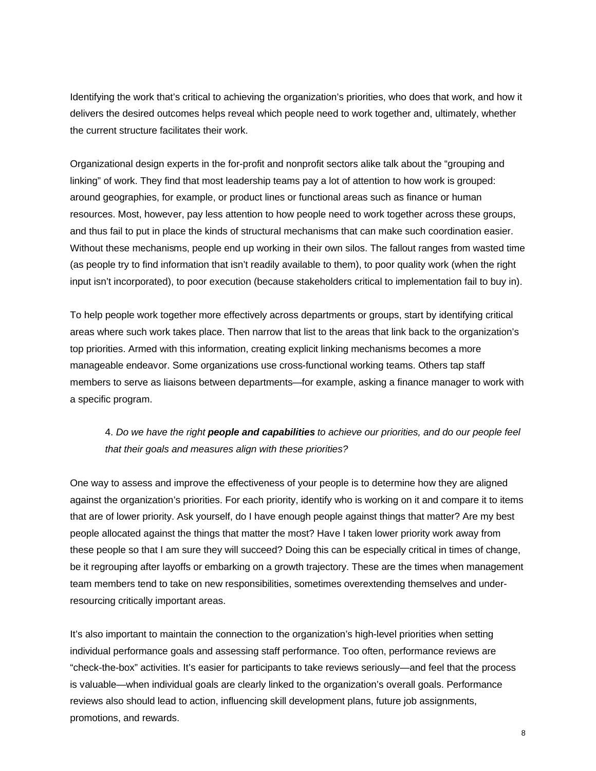Identifying the work that's critical to achieving the organization's priorities, who does that work, and how it delivers the desired outcomes helps reveal which people need to work together and, ultimately, whether the current structure facilitates their work.

Organizational design experts in the for-profit and nonprofit sectors alike talk about the "grouping and linking" of work. They find that most leadership teams pay a lot of attention to how work is grouped: around geographies, for example, or product lines or functional areas such as finance or human resources. Most, however, pay less attention to how people need to work together across these groups, and thus fail to put in place the kinds of structural mechanisms that can make such coordination easier. Without these mechanisms, people end up working in their own silos. The fallout ranges from wasted time (as people try to find information that isn't readily available to them), to poor quality work (when the right input isn't incorporated), to poor execution (because stakeholders critical to implementation fail to buy in).

To help people work together more effectively across departments or groups, start by identifying critical areas where such work takes place. Then narrow that list to the areas that link back to the organization's top priorities. Armed with this information, creating explicit linking mechanisms becomes a more manageable endeavor. Some organizations use cross-functional working teams. Others tap staff members to serve as liaisons between departments—for example, asking a finance manager to work with a specific program.

> 4. *Do we have the right* ***people and capabilities*** *to achieve our priorities, and do our people feel that their goals and measures align with these priorities?*

One way to assess and improve the effectiveness of your people is to determine how they are aligned against the organization's priorities. For each priority, identify who is working on it and compare it to items that are of lower priority. Ask yourself, do I have enough people against things that matter? Are my best people allocated against the things that matter the most? Have I taken lower priority work away from these people so that I am sure they will succeed? Doing this can be especially critical in times of change, be it regrouping after layoffs or embarking on a growth trajectory. These are the times when management team members tend to take on new responsibilities, sometimes overextending themselves and under-resourcing critically important areas.

It's also important to maintain the connection to the organization's high-level priorities when setting individual performance goals and assessing staff performance. Too often, performance reviews are "check-the-box" activities. It's easier for participants to take reviews seriously—and feel that the process is valuable—when individual goals are clearly linked to the organization's overall goals. Performance reviews also should lead to action, influencing skill development plans, future job assignments, promotions, and rewards.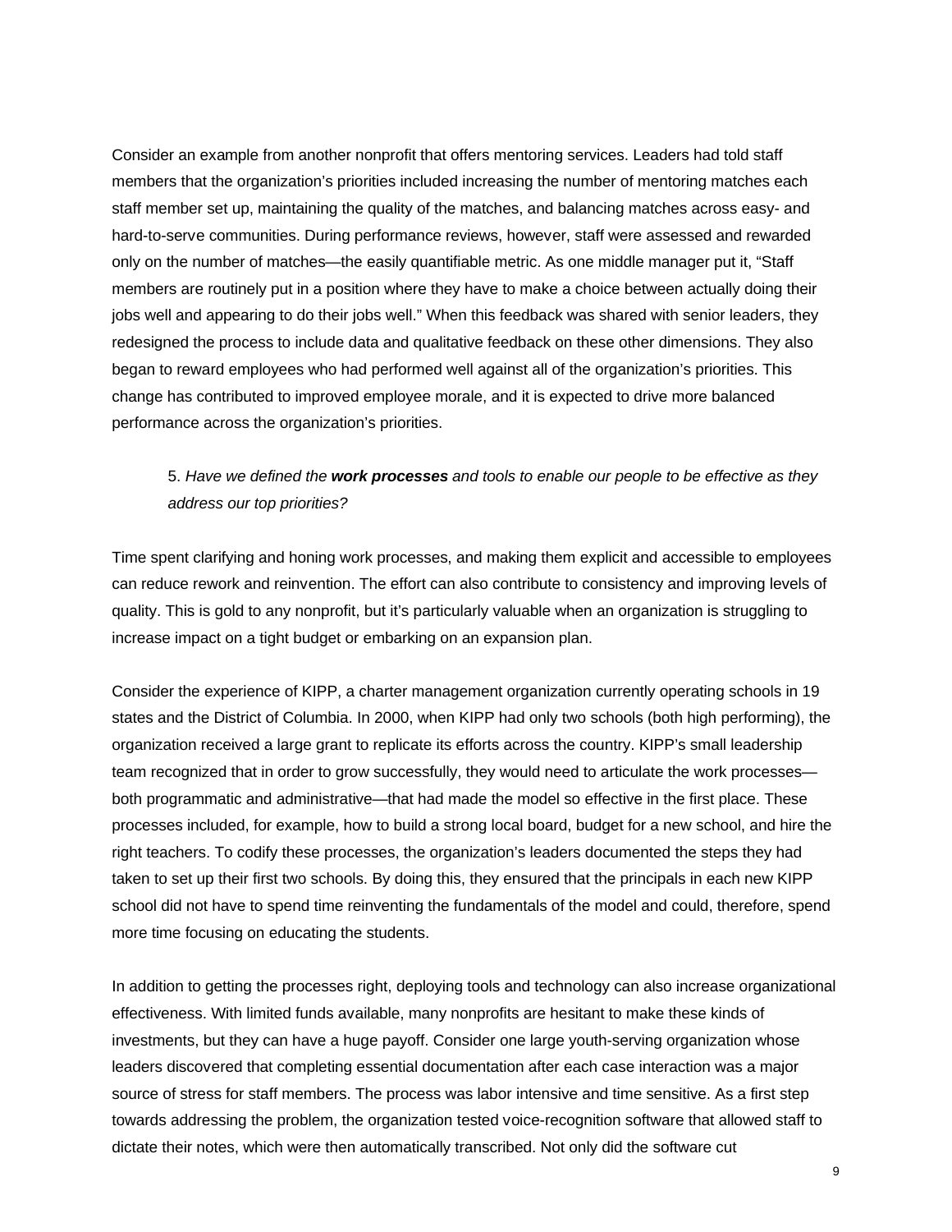Consider an example from another nonprofit that offers mentoring services. Leaders had told staff members that the organization's priorities included increasing the number of mentoring matches each staff member set up, maintaining the quality of the matches, and balancing matches across easy- and hard-to-serve communities. During performance reviews, however, staff were assessed and rewarded only on the number of matches—the easily quantifiable metric. As one middle manager put it, "Staff members are routinely put in a position where they have to make a choice between actually doing their jobs well and appearing to do their jobs well." When this feedback was shared with senior leaders, they redesigned the process to include data and qualitative feedback on these other dimensions. They also began to reward employees who had performed well against all of the organization's priorities. This change has contributed to improved employee morale, and it is expected to drive more balanced performance across the organization's priorities.

> 5. *Have we defined the **work processes** and tools to enable our people to be effective as they address our top priorities?*

Time spent clarifying and honing work processes, and making them explicit and accessible to employees can reduce rework and reinvention. The effort can also contribute to consistency and improving levels of quality. This is gold to any nonprofit, but it's particularly valuable when an organization is struggling to increase impact on a tight budget or embarking on an expansion plan.

Consider the experience of KIPP, a charter management organization currently operating schools in 19 states and the District of Columbia. In 2000, when KIPP had only two schools (both high performing), the organization received a large grant to replicate its efforts across the country. KIPP's small leadership team recognized that in order to grow successfully, they would need to articulate the work processes—both programmatic and administrative—that had made the model so effective in the first place. These processes included, for example, how to build a strong local board, budget for a new school, and hire the right teachers. To codify these processes, the organization's leaders documented the steps they had taken to set up their first two schools. By doing this, they ensured that the principals in each new KIPP school did not have to spend time reinventing the fundamentals of the model and could, therefore, spend more time focusing on educating the students.

In addition to getting the processes right, deploying tools and technology can also increase organizational effectiveness. With limited funds available, many nonprofits are hesitant to make these kinds of investments, but they can have a huge payoff. Consider one large youth-serving organization whose leaders discovered that completing essential documentation after each case interaction was a major source of stress for staff members. The process was labor intensive and time sensitive. As a first step towards addressing the problem, the organization tested voice-recognition software that allowed staff to dictate their notes, which were then automatically transcribed. Not only did the software cut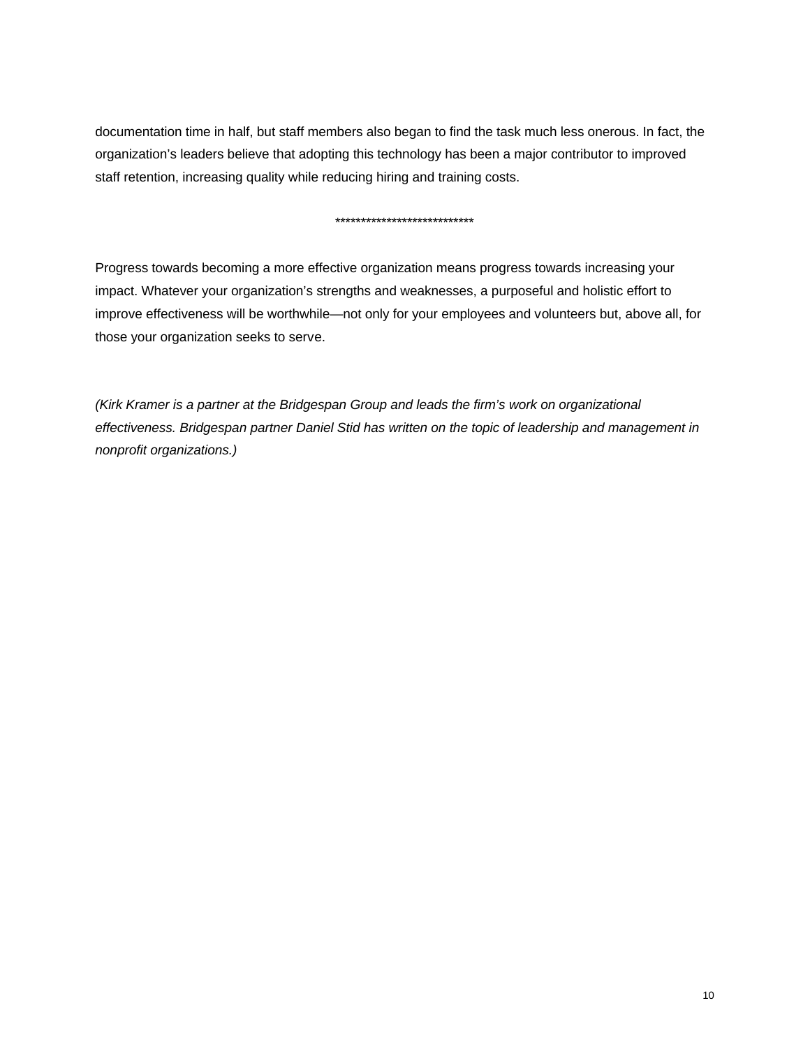documentation time in half, but staff members also began to find the task much less onerous. In fact, the organization's leaders believe that adopting this technology has been a major contributor to improved staff retention, increasing quality while reducing hiring and training costs.

***************************

Progress towards becoming a more effective organization means progress towards increasing your impact. Whatever your organization's strengths and weaknesses, a purposeful and holistic effort to improve effectiveness will be worthwhile—not only for your employees and volunteers but, above all, for those your organization seeks to serve.

*(Kirk Kramer is a partner at the Bridgespan Group and leads the firm's work on organizational effectiveness. Bridgespan partner Daniel Stid has written on the topic of leadership and management in nonprofit organizations.)*